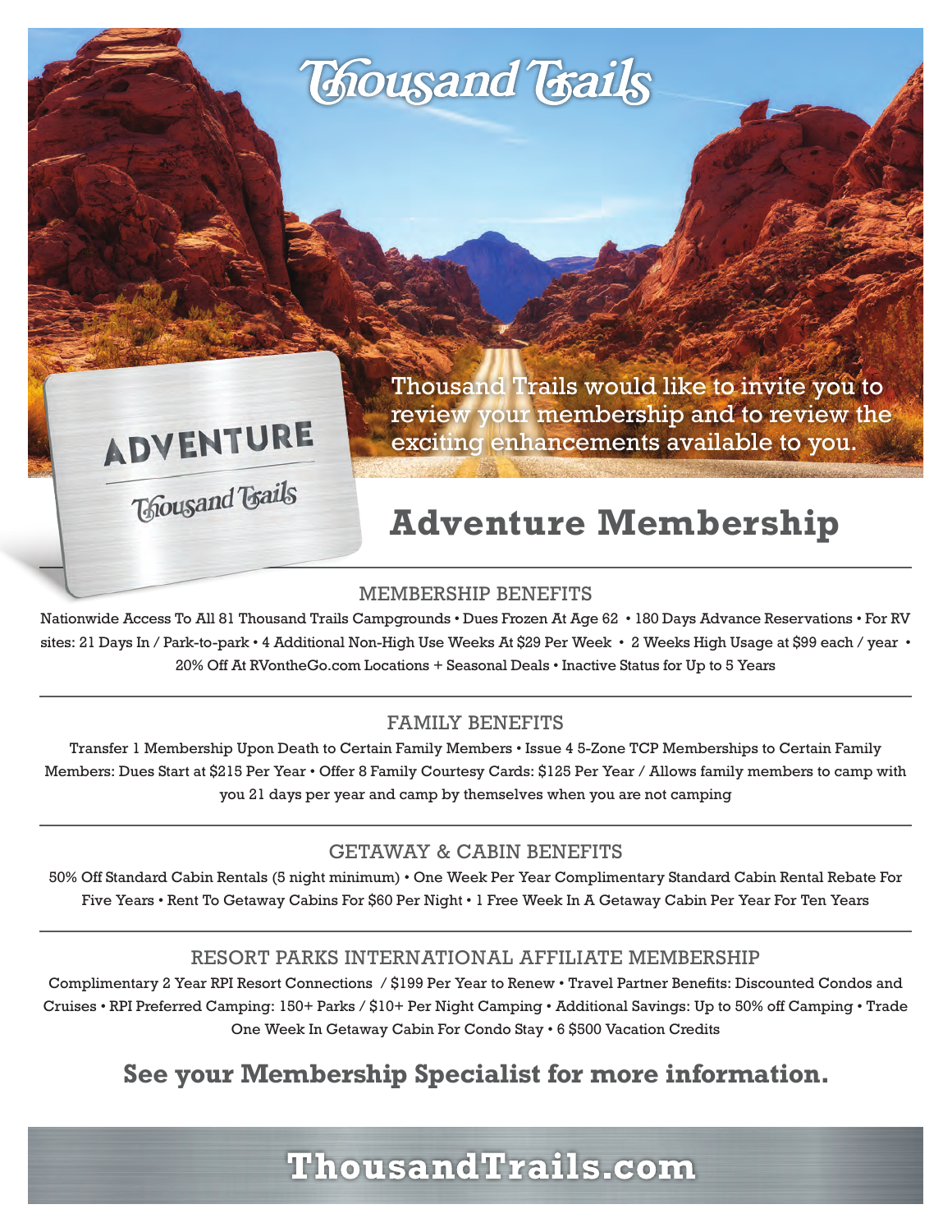# Thousand Trails

Thousand Trails would like to invite you to review your membership and to review the exciting enhancements available to you.

ADVENTURE

Thousand Trails

## Adventure Membership

### MEMBERSHIP BENEFITS

Nationwide Access To All 81 Thousand Trails Campgrounds • Dues Frozen At Age 62 • 180 Days Advance Reservations • For RV sites: 21 Days In / Park-to-park • 4 Additional Non-High Use Weeks At $29 Per Week • 2 Weeks High Usage at $99 each / year • 20% Off At RVontheGo.com Locations + Seasonal Deals • Inactive Status for Up to 5 Years

### FAMILY BENEFITS

Transfer 1 Membership Upon Death to Certain Family Members • Issue 4 5-Zone TCP Memberships to Certain Family Members: Dues Start at $215 Per Year • Offer 8 Family Courtesy Cards: $125 Per Year / Allows family members to camp with you 21 days per year and camp by themselves when you are not camping

### GETAWAY & CABIN BENEFITS

50% Off Standard Cabin Rentals (5 night minimum) • One Week Per Year Complimentary Standard Cabin Rental Rebate For Five Years • Rent To Getaway Cabins For $60 Per Night • 1 Free Week In A Getaway Cabin Per Year For Ten Years

### RESORT PARKS INTERNATIONAL AFFILIATE MEMBERSHIP

Complimentary 2 Year RPI Resort Connections / $199 Per Year to Renew • Travel Partner Benefits: Discounted Condos and Cruises • RPI Preferred Camping: 150+ Parks / $10+ Per Night Camping • Additional Savings: Up to 50% off Camping • Trade One Week In Getaway Cabin For Condo Stay • 6 $500 Vacation Credits

**See your Membership Specialist for more information.**

**ThousandTrails.com**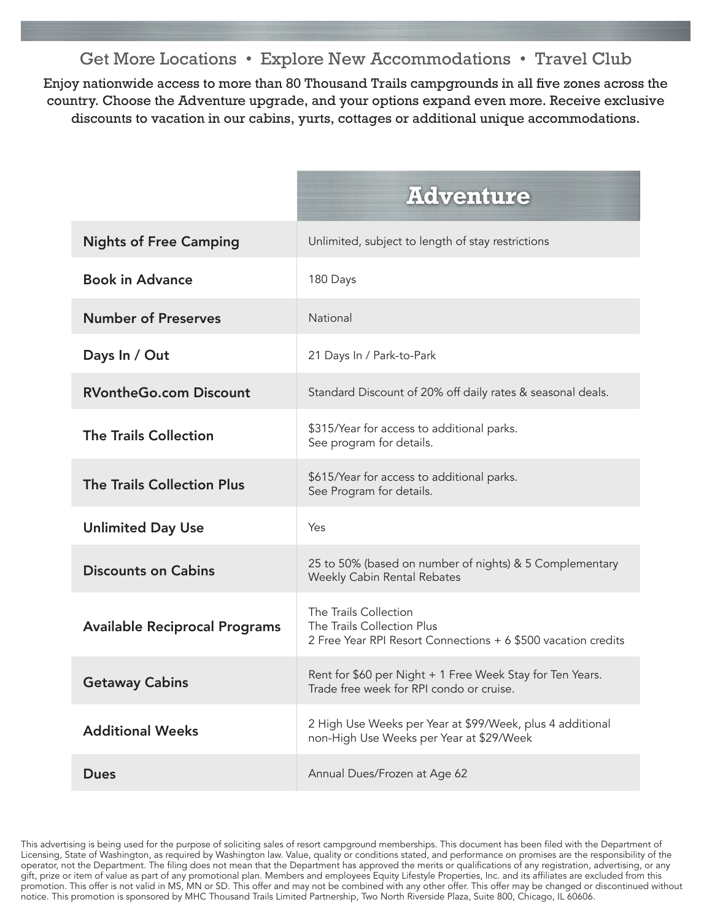Get More Locations • Explore New Accommodations • Travel Club

Enjoy nationwide access to more than 80 Thousand Trails campgrounds in all five zones across the country. Choose the Adventure upgrade, and your options expand even more. Receive exclusive discounts to vacation in our cabins, yurts, cottages or additional unique accommodations.

| | Adventure |
|---|---|
| **Nights of Free Camping** | Unlimited, subject to length of stay restrictions |
| **Book in Advance** | 180 Days |
| **Number of Preserves** | National |
| **Days In / Out** | 21 Days In / Park-to-Park |
| **RVontheGo.com Discount** | Standard Discount of 20% off daily rates & seasonal deals. |
| **The Trails Collection** | $315/Year for access to additional parks.<br>See program for details. |
| **The Trails Collection Plus** | $615/Year for access to additional parks.<br>See Program for details. |
| **Unlimited Day Use** | Yes |
| **Discounts on Cabins** | 25 to 50% (based on number of nights) & 5 Complementary Weekly Cabin Rental Rebates |
| **Available Reciprocal Programs** | The Trails Collection<br>The Trails Collection Plus<br>2 Free Year RPI Resort Connections + 6 $500 vacation credits |
| **Getaway Cabins** | Rent for $60 per Night + 1 Free Week Stay for Ten Years.<br>Trade free week for RPI condo or cruise. |
| **Additional Weeks** | 2 High Use Weeks per Year at $99/Week, plus 4 additional non-High Use Weeks per Year at $29/Week |
| **Dues** | Annual Dues/Frozen at Age 62 |

This advertising is being used for the purpose of soliciting sales of resort campground memberships. This document has been filed with the Department of Licensing, State of Washington, as required by Washington law. Value, quality or conditions stated, and performance on promises are the responsibility of the operator, not the Department. The filing does not mean that the Department has approved the merits or qualifications of any registration, advertising, or any gift, prize or item of value as part of any promotional plan. Members and employees Equity Lifestyle Properties, Inc. and its affiliates are excluded from this promotion. This offer is not valid in MS, MN or SD. This offer and may not be combined with any other offer. This offer may be changed or discontinued without notice. This promotion is sponsored by MHC Thousand Trails Limited Partnership, Two North Riverside Plaza, Suite 800, Chicago, IL 60606.